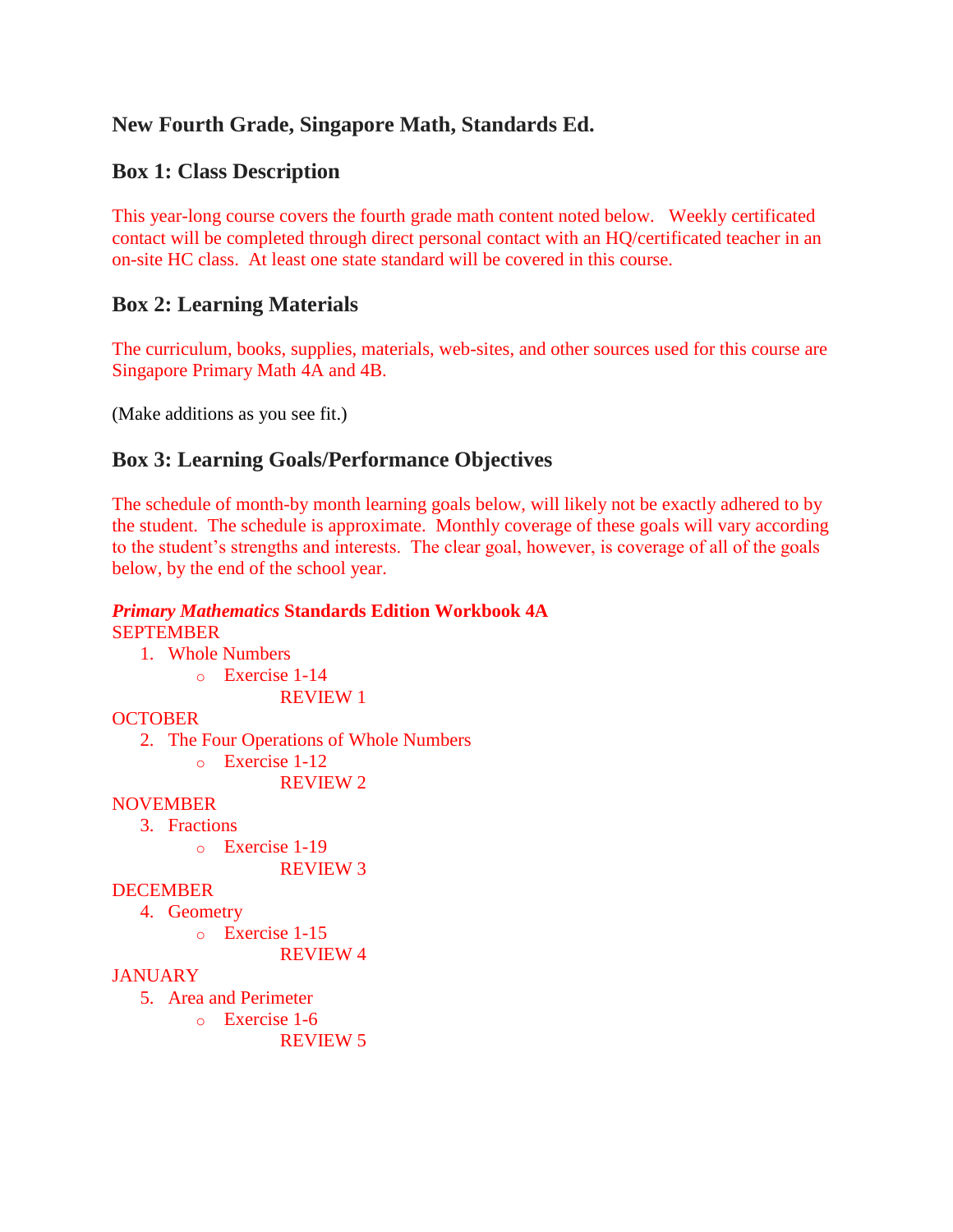## New Fourth Grade, Singapore Math, Standards Ed.

### Box 1: Class Description

This year-long course covers the fourth grade math content noted below.   Weekly certificated contact will be completed through direct personal contact with an HQ/certificated teacher in an on-site HC class.  At least one state standard will be covered in this course.

### Box 2: Learning Materials

The curriculum, books, supplies, materials, web-sites, and other sources used for this course are Singapore Primary Math 4A and 4B.

(Make additions as you see fit.)

### Box 3: Learning Goals/Performance Objectives

The schedule of month-by month learning goals below, will likely not be exactly adhered to by the student.  The schedule is approximate.  Monthly coverage of these goals will vary according to the student's strengths and interests.  The clear goal, however, is coverage of all of the goals below, by the end of the school year.

***Primary Mathematics* Standards Edition Workbook 4A**

SEPTEMBER

1. Whole Numbers
   - Exercise 1-14
     
     REVIEW 1

OCTOBER

2. The Four Operations of Whole Numbers
   - Exercise 1-12
     
     REVIEW 2

NOVEMBER

3. Fractions
   - Exercise 1-19
     
     REVIEW 3

DECEMBER

4. Geometry
   - Exercise 1-15
     
     REVIEW 4

JANUARY

5. Area and Perimeter
   - Exercise 1-6
     
     REVIEW 5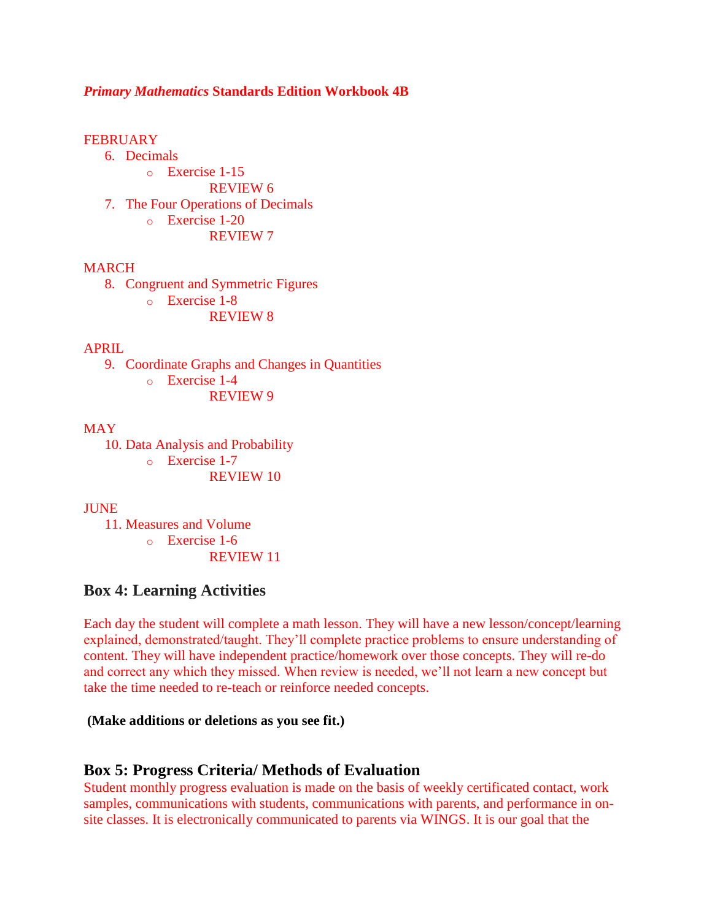***Primary Mathematics* Standards Edition Workbook 4B**

FEBRUARY

6. Decimals
    - Exercise 1-15

      REVIEW 6
7. The Four Operations of Decimals
    - Exercise 1-20

      REVIEW 7

MARCH

8. Congruent and Symmetric Figures
    - Exercise 1-8

      REVIEW 8

APRIL

9. Coordinate Graphs and Changes in Quantities
    - Exercise 1-4

      REVIEW 9

MAY

10. Data Analysis and Probability
    - Exercise 1-7

      REVIEW 10

JUNE

11. Measures and Volume
    - Exercise 1-6

      REVIEW 11

## Box 4: Learning Activities

Each day the student will complete a math lesson. They will have a new lesson/concept/learning explained, demonstrated/taught. They'll complete practice problems to ensure understanding of content. They will have independent practice/homework over those concepts. They will re-do and correct any which they missed. When review is needed, we'll not learn a new concept but take the time needed to re-teach or reinforce needed concepts.

**(Make additions or deletions as you see fit.)**

## Box 5: Progress Criteria/ Methods of Evaluation

Student monthly progress evaluation is made on the basis of weekly certificated contact, work samples, communications with students, communications with parents, and performance in on-site classes. It is electronically communicated to parents via WINGS. It is our goal that the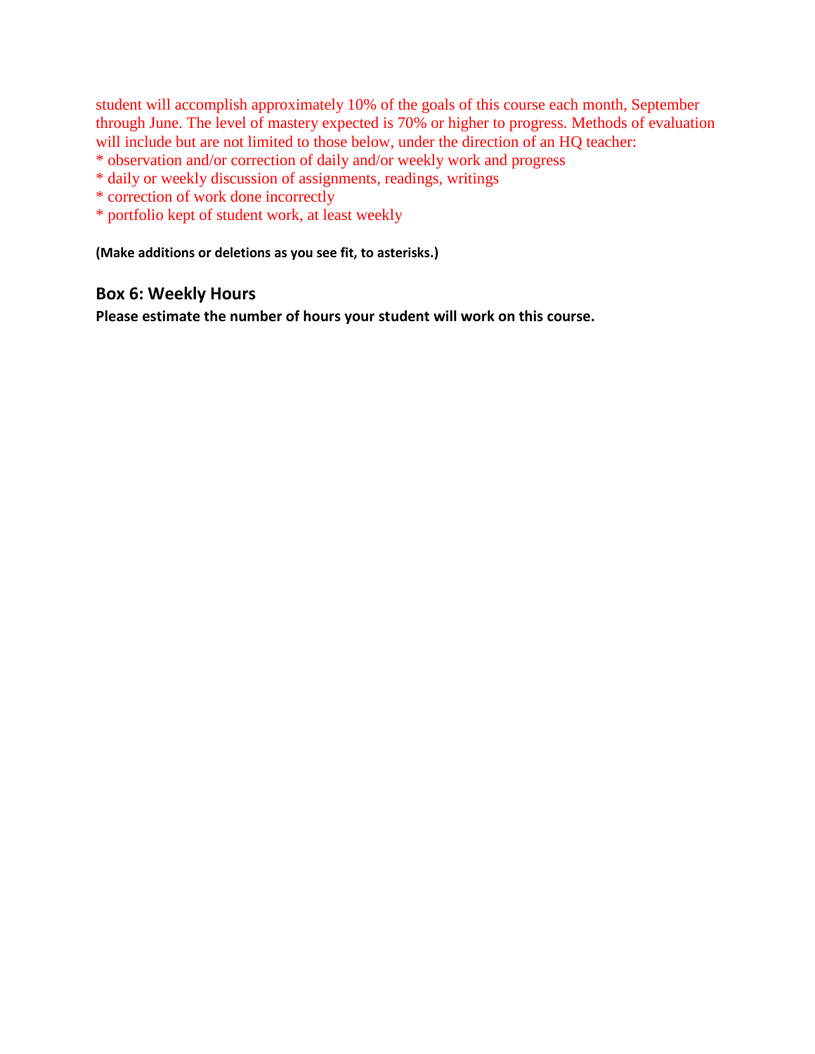student will accomplish approximately 10% of the goals of this course each month, September through June. The level of mastery expected is 70% or higher to progress. Methods of evaluation will include but are not limited to those below, under the direction of an HQ teacher:
* observation and/or correction of daily and/or weekly work and progress
* daily or weekly discussion of assignments, readings, writings
* correction of work done incorrectly
* portfolio kept of student work, at least weekly

**(Make additions or deletions as you see fit, to asterisks.)**

## Box 6: Weekly Hours

**Please estimate the number of hours your student will work on this course.**